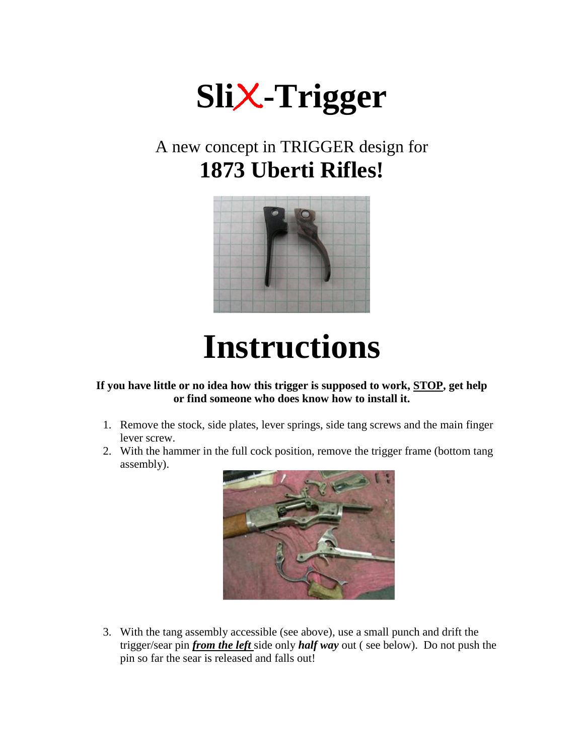# SliX-Trigger

## A new concept in TRIGGER design for
## **1873 Uberti Rifles!**

# Instructions

**If you have little or no idea how this trigger is supposed to work, STOP, get help or find someone who does know how to install it.**

1. Remove the stock, side plates, lever springs, side tang screws and the main finger lever screw.
2. With the hammer in the full cock position, remove the trigger frame (bottom tang assembly).
3. With the tang assembly accessible (see above), use a small punch and drift the trigger/sear pin ***from the left*** side only ***half way*** out ( see below). Do not push the pin so far the sear is released and falls out!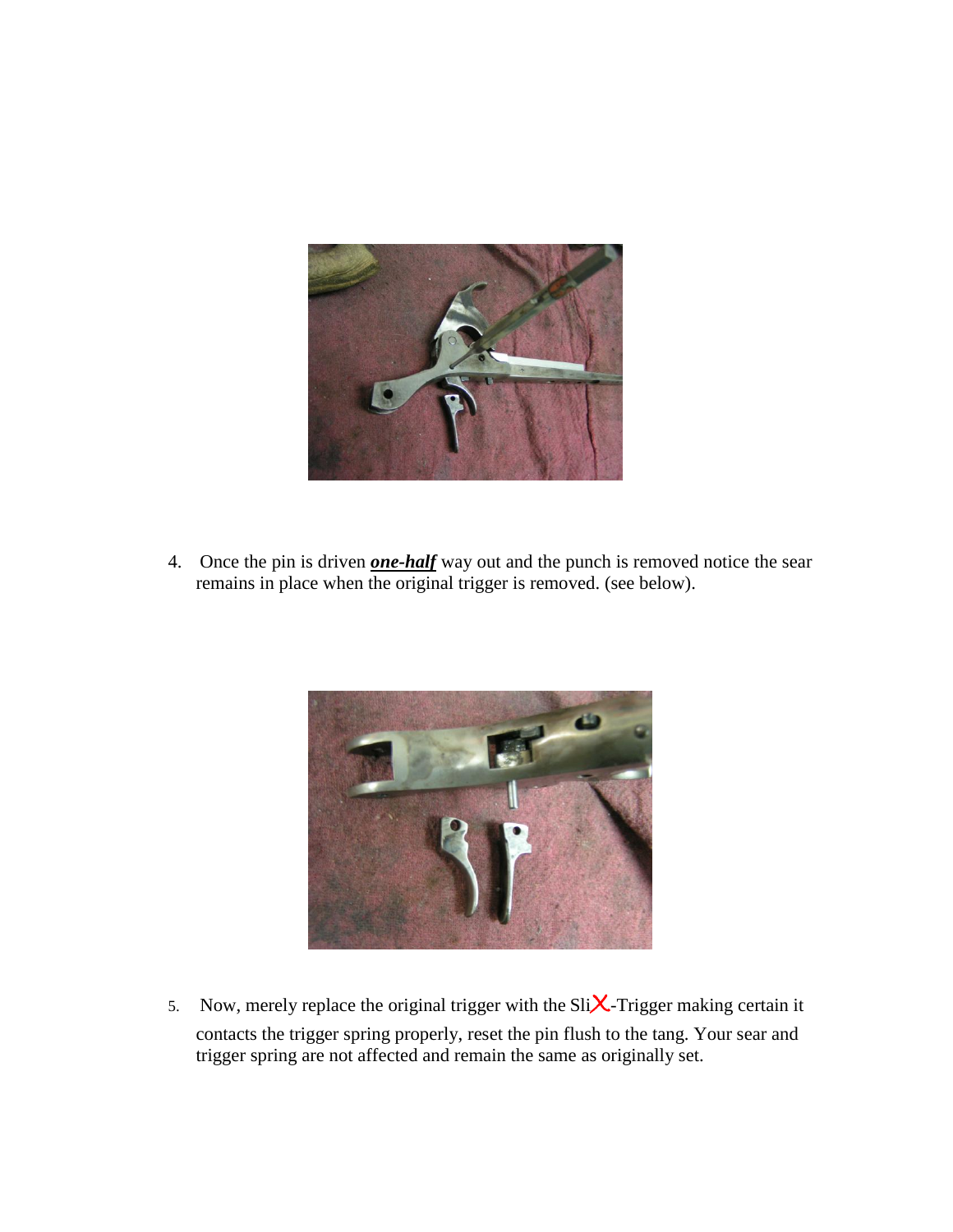4. Once the pin is driven ***one-half*** way out and the punch is removed notice the sear remains in place when the original trigger is removed. (see below).

5. Now, merely replace the original trigger with the SliX-Trigger making certain it contacts the trigger spring properly, reset the pin flush to the tang. Your sear and trigger spring are not affected and remain the same as originally set.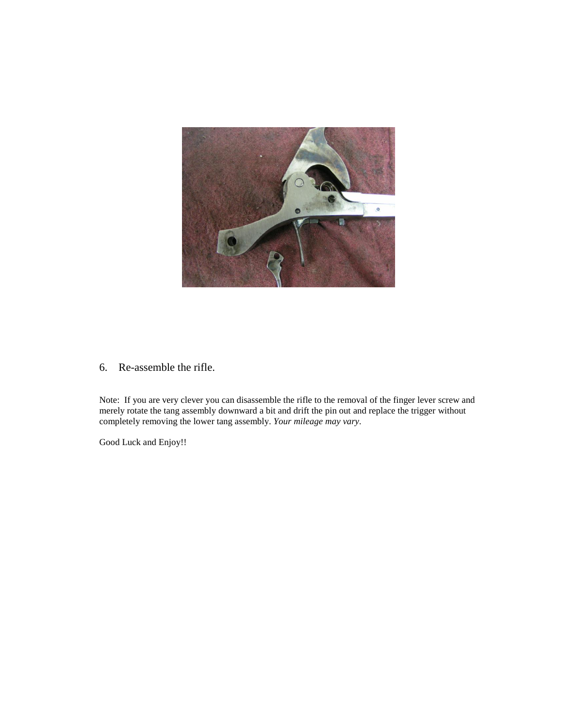6. Re-assemble the rifle.

Note: If you are very clever you can disassemble the rifle to the removal of the finger lever screw and merely rotate the tang assembly downward a bit and drift the pin out and replace the trigger without completely removing the lower tang assembly. *Your mileage may vary*.

Good Luck and Enjoy!!